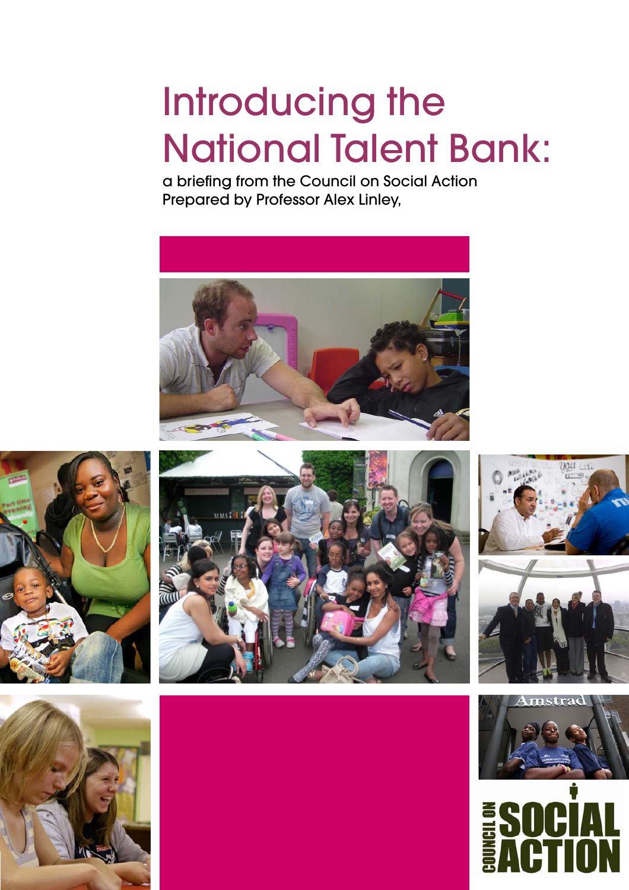# Introducing the National Talent Bank:

a briefing from the Council on Social Action
Prepared by Professor Alex Linley,

COUNCIL ON SOCIAL ACTION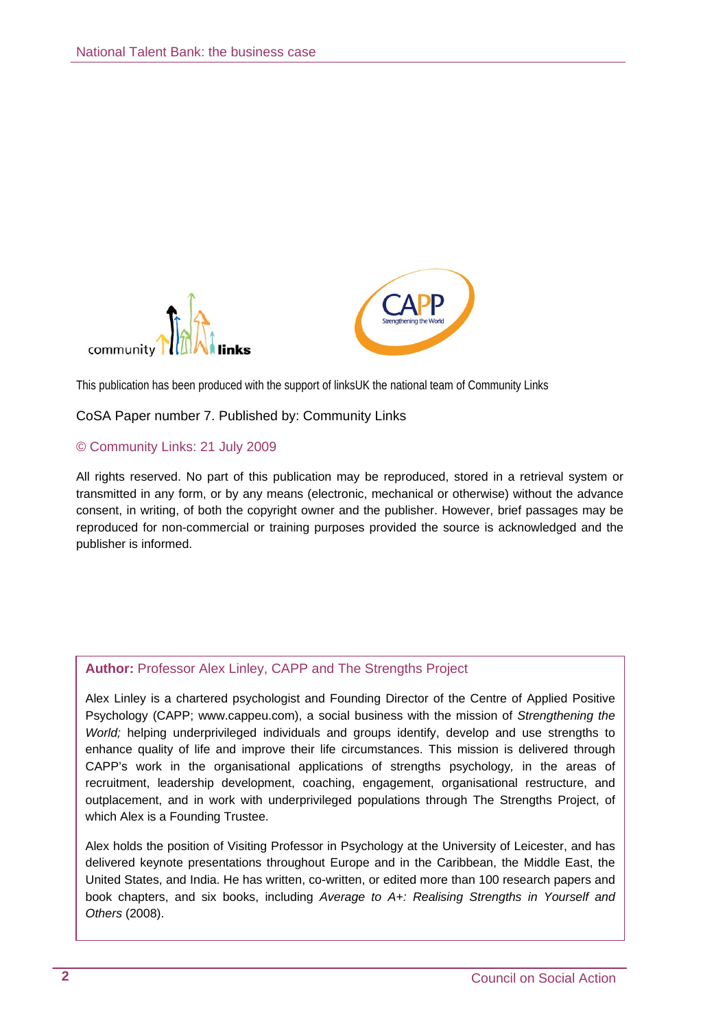This publication has been produced with the support of linksUK the national team of Community Links

CoSA Paper number 7. Published by: Community Links

© Community Links: 21 July 2009

All rights reserved. No part of this publication may be reproduced, stored in a retrieval system or transmitted in any form, or by any means (electronic, mechanical or otherwise) without the advance consent, in writing, of both the copyright owner and the publisher. However, brief passages may be reproduced for non-commercial or training purposes provided the source is acknowledged and the publisher is informed.

**Author:** Professor Alex Linley, CAPP and The Strengths Project

Alex Linley is a chartered psychologist and Founding Director of the Centre of Applied Positive Psychology (CAPP; www.cappeu.com), a social business with the mission of *Strengthening the World;* helping underprivileged individuals and groups identify, develop and use strengths to enhance quality of life and improve their life circumstances. This mission is delivered through CAPP's work in the organisational applications of strengths psychology, in the areas of recruitment, leadership development, coaching, engagement, organisational restructure, and outplacement, and in work with underprivileged populations through The Strengths Project, of which Alex is a Founding Trustee.

Alex holds the position of Visiting Professor in Psychology at the University of Leicester, and has delivered keynote presentations throughout Europe and in the Caribbean, the Middle East, the United States, and India. He has written, co-written, or edited more than 100 research papers and book chapters, and six books, including *Average to A+: Realising Strengths in Yourself and Others* (2008).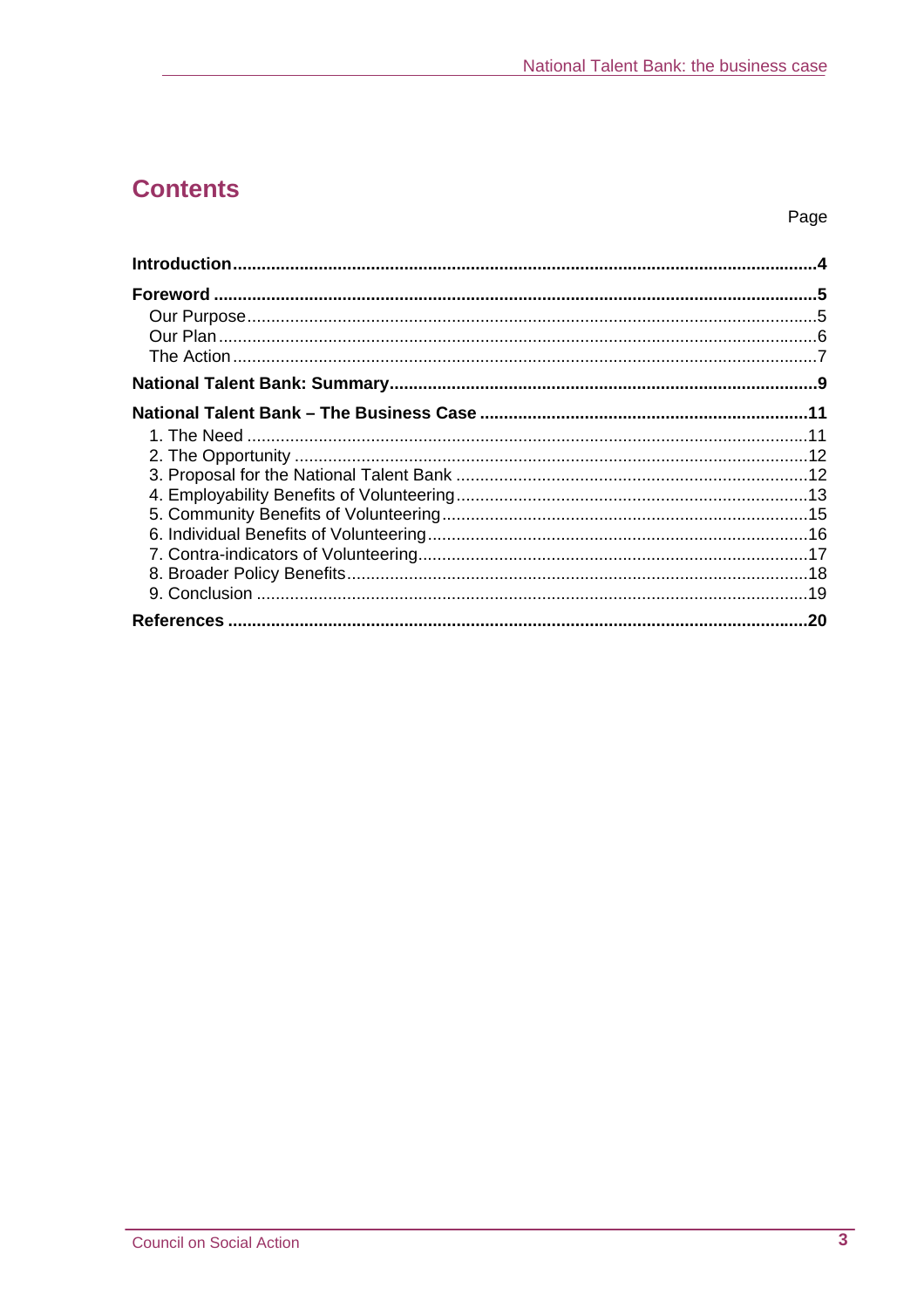# Contents

Page

**Introduction** ........................................................................................................ **4**

**Foreword** ............................................................................................................ **5**

Our Purpose ........................................................................................................ 5
Our Plan ............................................................................................................... 6
The Action ........................................................................................................... 7

**National Talent Bank: Summary** .......................................................................... **9**

**National Talent Bank – The Business Case** ........................................................ **11**

1. The Need ........................................................................................................ 11
2. The Opportunity ............................................................................................. 12
3. Proposal for the National Talent Bank ............................................................ 12
4. Employability Benefits of Volunteering ........................................................... 13
5. Community Benefits of Volunteering .............................................................. 15
6. Individual Benefits of Volunteering ................................................................. 16
7. Contra-indicators of Volunteering ................................................................... 17
8. Broader Policy Benefits ................................................................................... 18
9. Conclusion ...................................................................................................... 19

**References** ......................................................................................................... **20**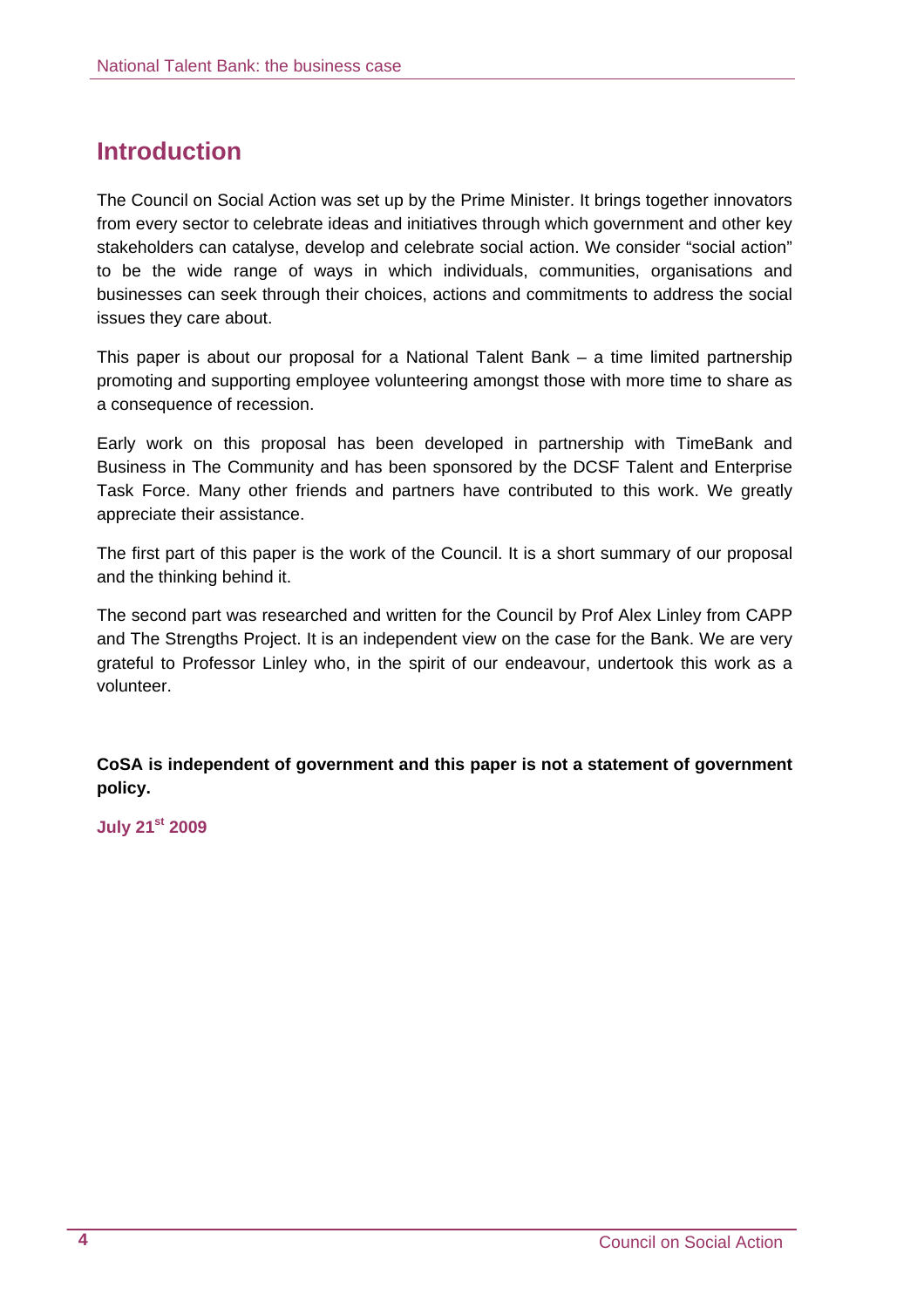# Introduction

The Council on Social Action was set up by the Prime Minister. It brings together innovators from every sector to celebrate ideas and initiatives through which government and other key stakeholders can catalyse, develop and celebrate social action. We consider "social action" to be the wide range of ways in which individuals, communities, organisations and businesses can seek through their choices, actions and commitments to address the social issues they care about.

This paper is about our proposal for a National Talent Bank – a time limited partnership promoting and supporting employee volunteering amongst those with more time to share as a consequence of recession.

Early work on this proposal has been developed in partnership with TimeBank and Business in The Community and has been sponsored by the DCSF Talent and Enterprise Task Force. Many other friends and partners have contributed to this work. We greatly appreciate their assistance.

The first part of this paper is the work of the Council. It is a short summary of our proposal and the thinking behind it.

The second part was researched and written for the Council by Prof Alex Linley from CAPP and The Strengths Project. It is an independent view on the case for the Bank. We are very grateful to Professor Linley who, in the spirit of our endeavour, undertook this work as a volunteer.

**CoSA is independent of government and this paper is not a statement of government policy.**

**July 21st 2009**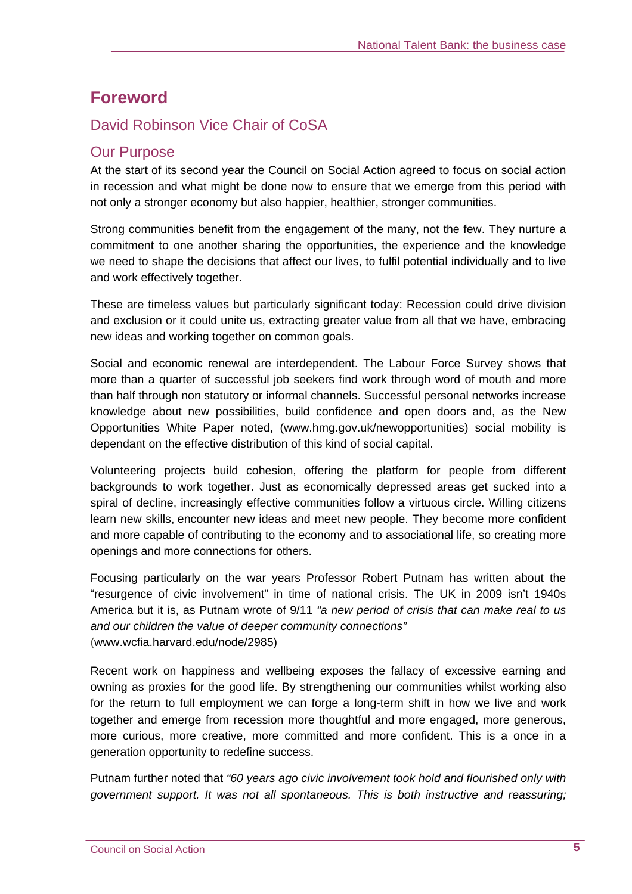# Foreword

## David Robinson Vice Chair of CoSA

## Our Purpose

At the start of its second year the Council on Social Action agreed to focus on social action in recession and what might be done now to ensure that we emerge from this period with not only a stronger economy but also happier, healthier, stronger communities.

Strong communities benefit from the engagement of the many, not the few. They nurture a commitment to one another sharing the opportunities, the experience and the knowledge we need to shape the decisions that affect our lives, to fulfil potential individually and to live and work effectively together.

These are timeless values but particularly significant today: Recession could drive division and exclusion or it could unite us, extracting greater value from all that we have, embracing new ideas and working together on common goals.

Social and economic renewal are interdependent. The Labour Force Survey shows that more than a quarter of successful job seekers find work through word of mouth and more than half through non statutory or informal channels. Successful personal networks increase knowledge about new possibilities, build confidence and open doors and, as the New Opportunities White Paper noted, (www.hmg.gov.uk/newopportunities) social mobility is dependant on the effective distribution of this kind of social capital.

Volunteering projects build cohesion, offering the platform for people from different backgrounds to work together. Just as economically depressed areas get sucked into a spiral of decline, increasingly effective communities follow a virtuous circle. Willing citizens learn new skills, encounter new ideas and meet new people. They become more confident and more capable of contributing to the economy and to associational life, so creating more openings and more connections for others.

Focusing particularly on the war years Professor Robert Putnam has written about the "resurgence of civic involvement" in time of national crisis. The UK in 2009 isn't 1940s America but it is, as Putnam wrote of 9/11 *"a new period of crisis that can make real to us and our children the value of deeper community connections"* (www.wcfia.harvard.edu/node/2985)

Recent work on happiness and wellbeing exposes the fallacy of excessive earning and owning as proxies for the good life. By strengthening our communities whilst working also for the return to full employment we can forge a long-term shift in how we live and work together and emerge from recession more thoughtful and more engaged, more generous, more curious, more creative, more committed and more confident. This is a once in a generation opportunity to redefine success.

Putnam further noted that *"60 years ago civic involvement took hold and flourished only with government support. It was not all spontaneous. This is both instructive and reassuring;*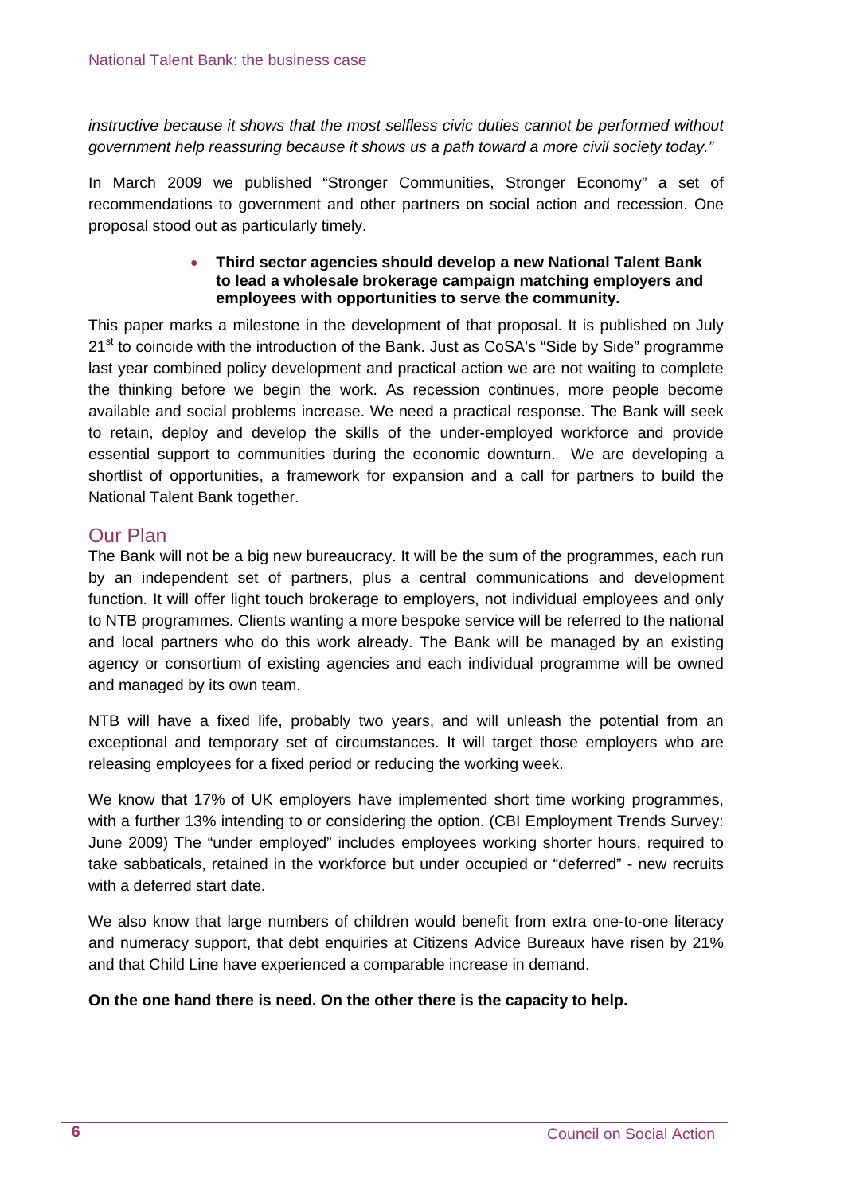*instructive because it shows that the most selfless civic duties cannot be performed without government help reassuring because it shows us a path toward a more civil society today."*

In March 2009 we published "Stronger Communities, Stronger Economy" a set of recommendations to government and other partners on social action and recession. One proposal stood out as particularly timely.

- **Third sector agencies should develop a new National Talent Bank to lead a wholesale brokerage campaign matching employers and employees with opportunities to serve the community.**

This paper marks a milestone in the development of that proposal. It is published on July 21st to coincide with the introduction of the Bank. Just as CoSA's "Side by Side" programme last year combined policy development and practical action we are not waiting to complete the thinking before we begin the work. As recession continues, more people become available and social problems increase. We need a practical response. The Bank will seek to retain, deploy and develop the skills of the under-employed workforce and provide essential support to communities during the economic downturn. We are developing a shortlist of opportunities, a framework for expansion and a call for partners to build the National Talent Bank together.

## Our Plan

The Bank will not be a big new bureaucracy. It will be the sum of the programmes, each run by an independent set of partners, plus a central communications and development function. It will offer light touch brokerage to employers, not individual employees and only to NTB programmes. Clients wanting a more bespoke service will be referred to the national and local partners who do this work already. The Bank will be managed by an existing agency or consortium of existing agencies and each individual programme will be owned and managed by its own team.

NTB will have a fixed life, probably two years, and will unleash the potential from an exceptional and temporary set of circumstances. It will target those employers who are releasing employees for a fixed period or reducing the working week.

We know that 17% of UK employers have implemented short time working programmes, with a further 13% intending to or considering the option. (CBI Employment Trends Survey: June 2009) The "under employed" includes employees working shorter hours, required to take sabbaticals, retained in the workforce but under occupied or "deferred" - new recruits with a deferred start date.

We also know that large numbers of children would benefit from extra one-to-one literacy and numeracy support, that debt enquiries at Citizens Advice Bureaux have risen by 21% and that Child Line have experienced a comparable increase in demand.

**On the one hand there is need. On the other there is the capacity to help.**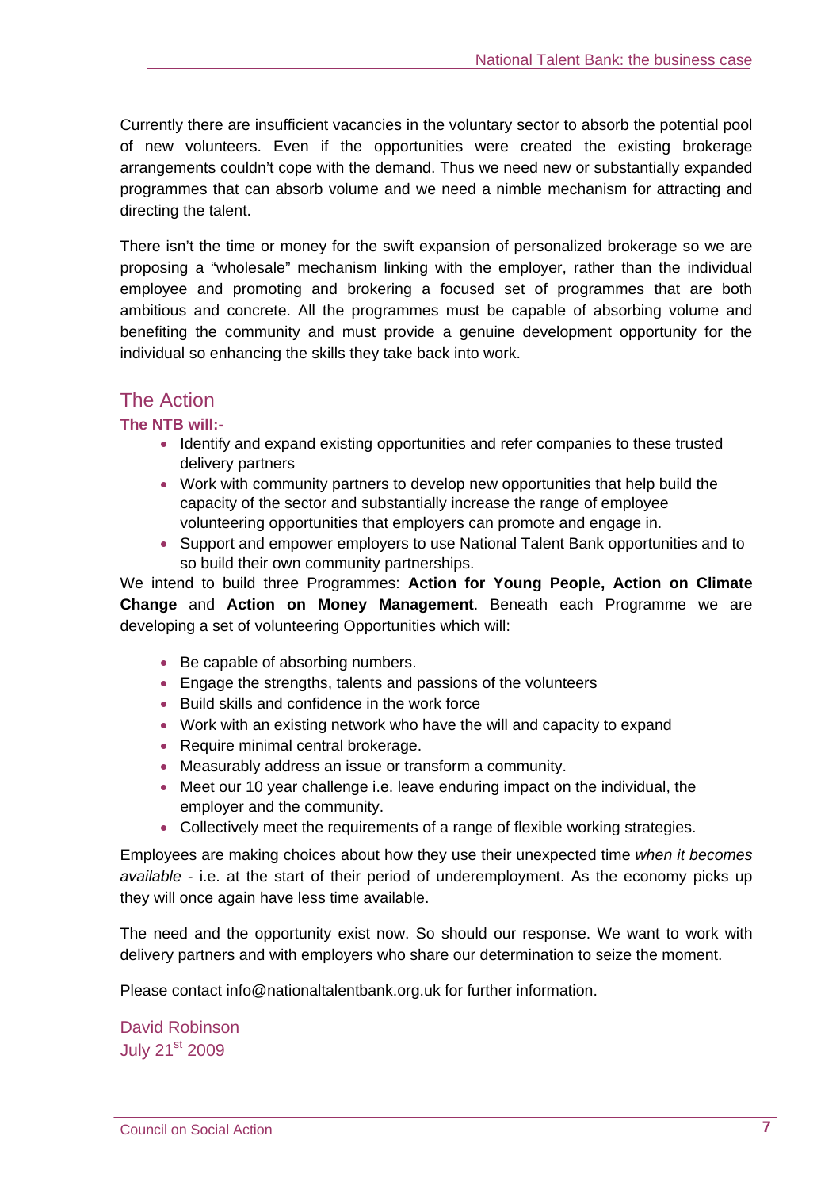Currently there are insufficient vacancies in the voluntary sector to absorb the potential pool of new volunteers. Even if the opportunities were created the existing brokerage arrangements couldn't cope with the demand. Thus we need new or substantially expanded programmes that can absorb volume and we need a nimble mechanism for attracting and directing the talent.

There isn't the time or money for the swift expansion of personalized brokerage so we are proposing a "wholesale" mechanism linking with the employer, rather than the individual employee and promoting and brokering a focused set of programmes that are both ambitious and concrete. All the programmes must be capable of absorbing volume and benefiting the community and must provide a genuine development opportunity for the individual so enhancing the skills they take back into work.

## The Action

**The NTB will:-**

- Identify and expand existing opportunities and refer companies to these trusted delivery partners
- Work with community partners to develop new opportunities that help build the capacity of the sector and substantially increase the range of employee volunteering opportunities that employers can promote and engage in.
- Support and empower employers to use National Talent Bank opportunities and to so build their own community partnerships.

We intend to build three Programmes: **Action for Young People, Action on Climate Change** and **Action on Money Management**. Beneath each Programme we are developing a set of volunteering Opportunities which will:

- Be capable of absorbing numbers.
- Engage the strengths, talents and passions of the volunteers
- Build skills and confidence in the work force
- Work with an existing network who have the will and capacity to expand
- Require minimal central brokerage.
- Measurably address an issue or transform a community.
- Meet our 10 year challenge i.e. leave enduring impact on the individual, the employer and the community.
- Collectively meet the requirements of a range of flexible working strategies.

Employees are making choices about how they use their unexpected time *when it becomes available* - i.e. at the start of their period of underemployment. As the economy picks up they will once again have less time available.

The need and the opportunity exist now. So should our response. We want to work with delivery partners and with employers who share our determination to seize the moment.

Please contact info@nationaltalentbank.org.uk for further information.

David Robinson
July 21st 2009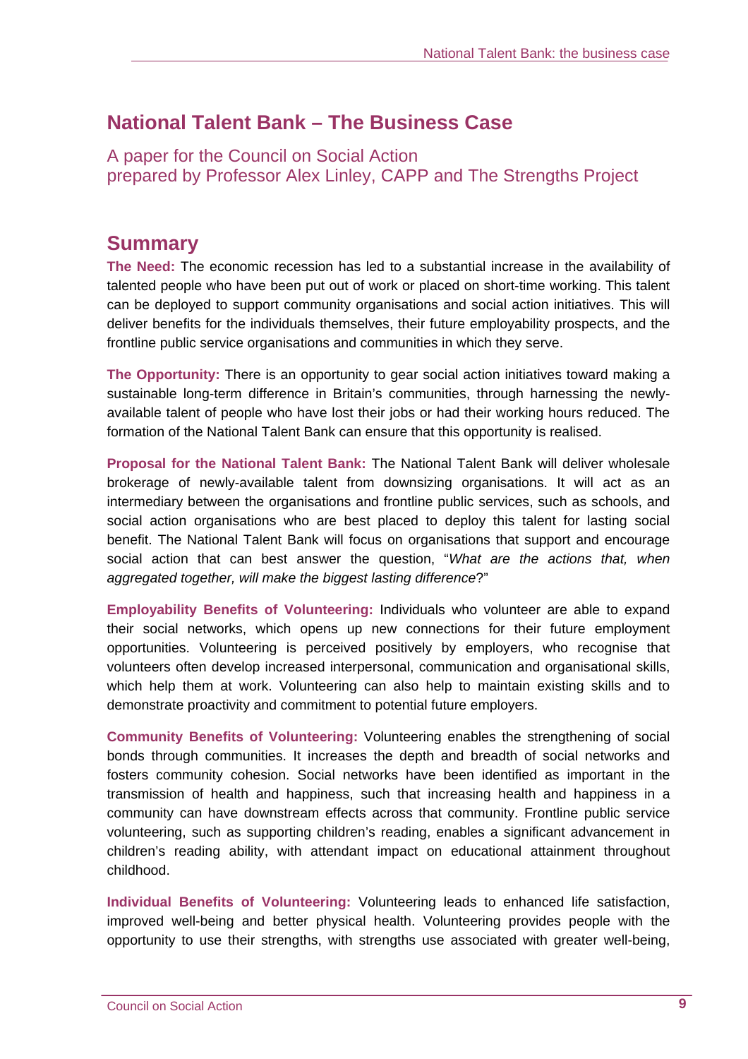## National Talent Bank – The Business Case

A paper for the Council on Social Action
prepared by Professor Alex Linley, CAPP and The Strengths Project

## Summary

**The Need:** The economic recession has led to a substantial increase in the availability of talented people who have been put out of work or placed on short-time working. This talent can be deployed to support community organisations and social action initiatives. This will deliver benefits for the individuals themselves, their future employability prospects, and the frontline public service organisations and communities in which they serve.

**The Opportunity:** There is an opportunity to gear social action initiatives toward making a sustainable long-term difference in Britain's communities, through harnessing the newly-available talent of people who have lost their jobs or had their working hours reduced. The formation of the National Talent Bank can ensure that this opportunity is realised.

**Proposal for the National Talent Bank:** The National Talent Bank will deliver wholesale brokerage of newly-available talent from downsizing organisations. It will act as an intermediary between the organisations and frontline public services, such as schools, and social action organisations who are best placed to deploy this talent for lasting social benefit. The National Talent Bank will focus on organisations that support and encourage social action that can best answer the question, "*What are the actions that, when aggregated together, will make the biggest lasting difference*?"

**Employability Benefits of Volunteering:** Individuals who volunteer are able to expand their social networks, which opens up new connections for their future employment opportunities. Volunteering is perceived positively by employers, who recognise that volunteers often develop increased interpersonal, communication and organisational skills, which help them at work. Volunteering can also help to maintain existing skills and to demonstrate proactivity and commitment to potential future employers.

**Community Benefits of Volunteering:** Volunteering enables the strengthening of social bonds through communities. It increases the depth and breadth of social networks and fosters community cohesion. Social networks have been identified as important in the transmission of health and happiness, such that increasing health and happiness in a community can have downstream effects across that community. Frontline public service volunteering, such as supporting children's reading, enables a significant advancement in children's reading ability, with attendant impact on educational attainment throughout childhood.

**Individual Benefits of Volunteering:** Volunteering leads to enhanced life satisfaction, improved well-being and better physical health. Volunteering provides people with the opportunity to use their strengths, with strengths use associated with greater well-being,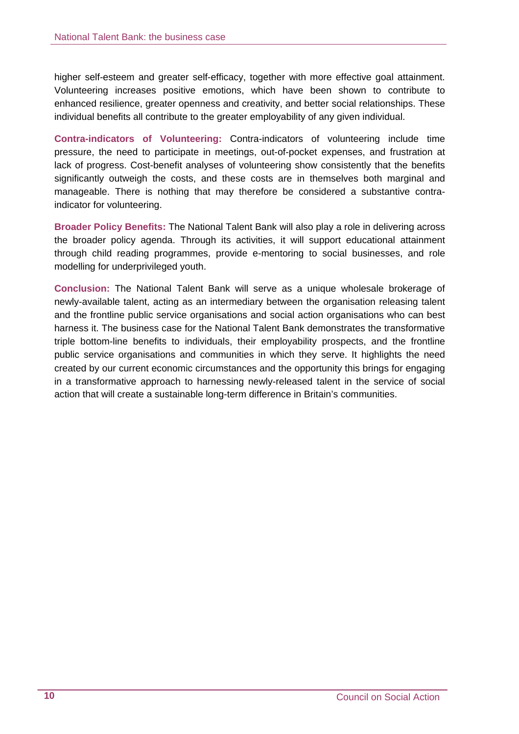higher self-esteem and greater self-efficacy, together with more effective goal attainment. Volunteering increases positive emotions, which have been shown to contribute to enhanced resilience, greater openness and creativity, and better social relationships. These individual benefits all contribute to the greater employability of any given individual.

**Contra-indicators of Volunteering:** Contra-indicators of volunteering include time pressure, the need to participate in meetings, out-of-pocket expenses, and frustration at lack of progress. Cost-benefit analyses of volunteering show consistently that the benefits significantly outweigh the costs, and these costs are in themselves both marginal and manageable. There is nothing that may therefore be considered a substantive contra-indicator for volunteering.

**Broader Policy Benefits:** The National Talent Bank will also play a role in delivering across the broader policy agenda. Through its activities, it will support educational attainment through child reading programmes, provide e-mentoring to social businesses, and role modelling for underprivileged youth.

**Conclusion:** The National Talent Bank will serve as a unique wholesale brokerage of newly-available talent, acting as an intermediary between the organisation releasing talent and the frontline public service organisations and social action organisations who can best harness it. The business case for the National Talent Bank demonstrates the transformative triple bottom-line benefits to individuals, their employability prospects, and the frontline public service organisations and communities in which they serve. It highlights the need created by our current economic circumstances and the opportunity this brings for engaging in a transformative approach to harnessing newly-released talent in the service of social action that will create a sustainable long-term difference in Britain's communities.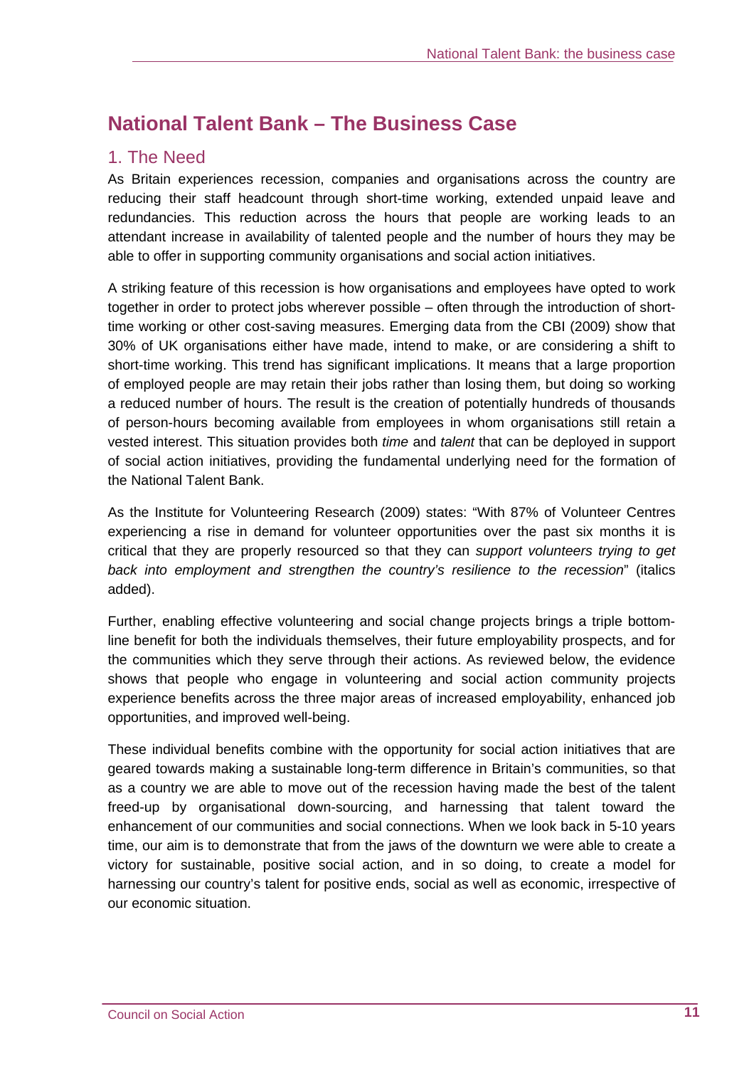# National Talent Bank – The Business Case

## 1. The Need

As Britain experiences recession, companies and organisations across the country are reducing their staff headcount through short-time working, extended unpaid leave and redundancies. This reduction across the hours that people are working leads to an attendant increase in availability of talented people and the number of hours they may be able to offer in supporting community organisations and social action initiatives.

A striking feature of this recession is how organisations and employees have opted to work together in order to protect jobs wherever possible – often through the introduction of short-time working or other cost-saving measures. Emerging data from the CBI (2009) show that 30% of UK organisations either have made, intend to make, or are considering a shift to short-time working. This trend has significant implications. It means that a large proportion of employed people are may retain their jobs rather than losing them, but doing so working a reduced number of hours. The result is the creation of potentially hundreds of thousands of person-hours becoming available from employees in whom organisations still retain a vested interest. This situation provides both *time* and *talent* that can be deployed in support of social action initiatives, providing the fundamental underlying need for the formation of the National Talent Bank.

As the Institute for Volunteering Research (2009) states: "With 87% of Volunteer Centres experiencing a rise in demand for volunteer opportunities over the past six months it is critical that they are properly resourced so that they can *support volunteers trying to get back into employment and strengthen the country's resilience to the recession*" (italics added).

Further, enabling effective volunteering and social change projects brings a triple bottom-line benefit for both the individuals themselves, their future employability prospects, and for the communities which they serve through their actions. As reviewed below, the evidence shows that people who engage in volunteering and social action community projects experience benefits across the three major areas of increased employability, enhanced job opportunities, and improved well-being.

These individual benefits combine with the opportunity for social action initiatives that are geared towards making a sustainable long-term difference in Britain's communities, so that as a country we are able to move out of the recession having made the best of the talent freed-up by organisational down-sourcing, and harnessing that talent toward the enhancement of our communities and social connections. When we look back in 5-10 years time, our aim is to demonstrate that from the jaws of the downturn we were able to create a victory for sustainable, positive social action, and in so doing, to create a model for harnessing our country's talent for positive ends, social as well as economic, irrespective of our economic situation.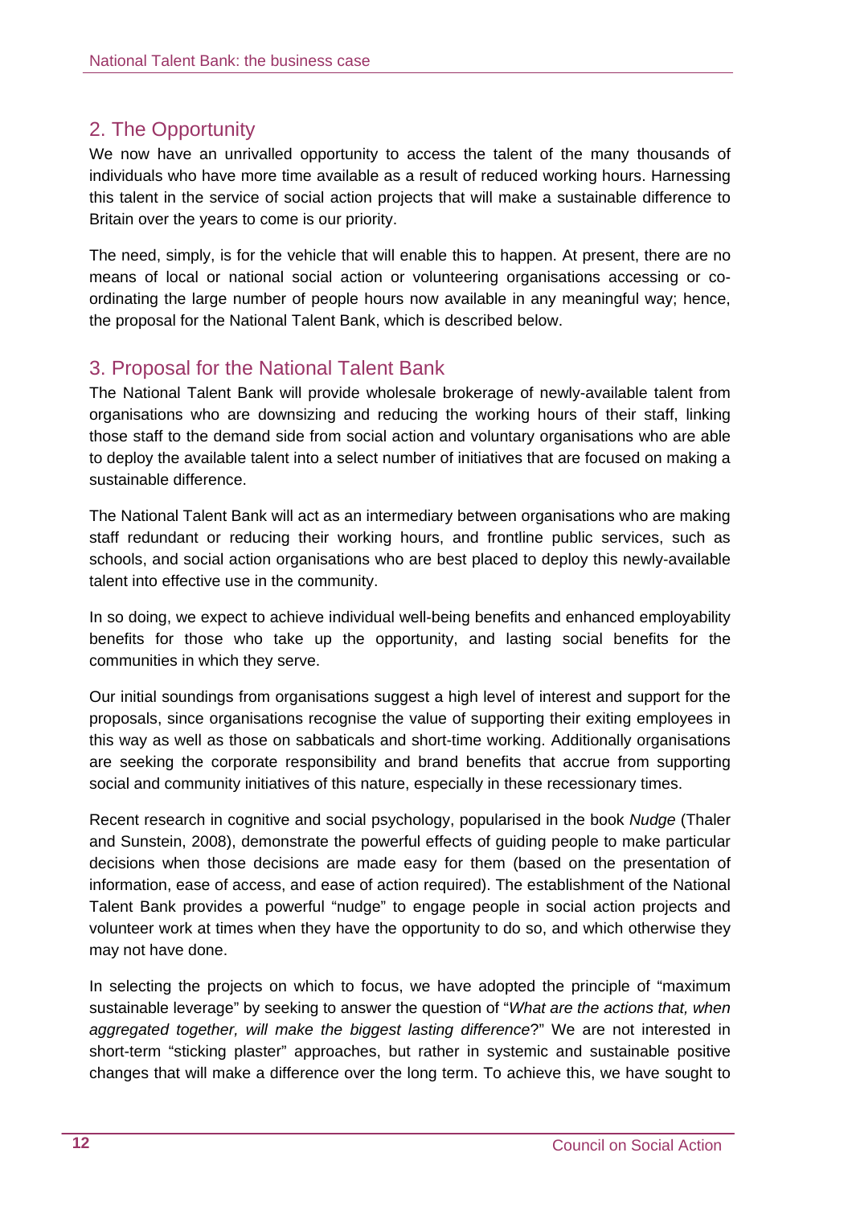## 2. The Opportunity

We now have an unrivalled opportunity to access the talent of the many thousands of individuals who have more time available as a result of reduced working hours. Harnessing this talent in the service of social action projects that will make a sustainable difference to Britain over the years to come is our priority.

The need, simply, is for the vehicle that will enable this to happen. At present, there are no means of local or national social action or volunteering organisations accessing or co-ordinating the large number of people hours now available in any meaningful way; hence, the proposal for the National Talent Bank, which is described below.

## 3. Proposal for the National Talent Bank

The National Talent Bank will provide wholesale brokerage of newly-available talent from organisations who are downsizing and reducing the working hours of their staff, linking those staff to the demand side from social action and voluntary organisations who are able to deploy the available talent into a select number of initiatives that are focused on making a sustainable difference.

The National Talent Bank will act as an intermediary between organisations who are making staff redundant or reducing their working hours, and frontline public services, such as schools, and social action organisations who are best placed to deploy this newly-available talent into effective use in the community.

In so doing, we expect to achieve individual well-being benefits and enhanced employability benefits for those who take up the opportunity, and lasting social benefits for the communities in which they serve.

Our initial soundings from organisations suggest a high level of interest and support for the proposals, since organisations recognise the value of supporting their exiting employees in this way as well as those on sabbaticals and short-time working. Additionally organisations are seeking the corporate responsibility and brand benefits that accrue from supporting social and community initiatives of this nature, especially in these recessionary times.

Recent research in cognitive and social psychology, popularised in the book *Nudge* (Thaler and Sunstein, 2008), demonstrate the powerful effects of guiding people to make particular decisions when those decisions are made easy for them (based on the presentation of information, ease of access, and ease of action required). The establishment of the National Talent Bank provides a powerful "nudge" to engage people in social action projects and volunteer work at times when they have the opportunity to do so, and which otherwise they may not have done.

In selecting the projects on which to focus, we have adopted the principle of "maximum sustainable leverage" by seeking to answer the question of "*What are the actions that, when aggregated together, will make the biggest lasting difference*?" We are not interested in short-term "sticking plaster" approaches, but rather in systemic and sustainable positive changes that will make a difference over the long term. To achieve this, we have sought to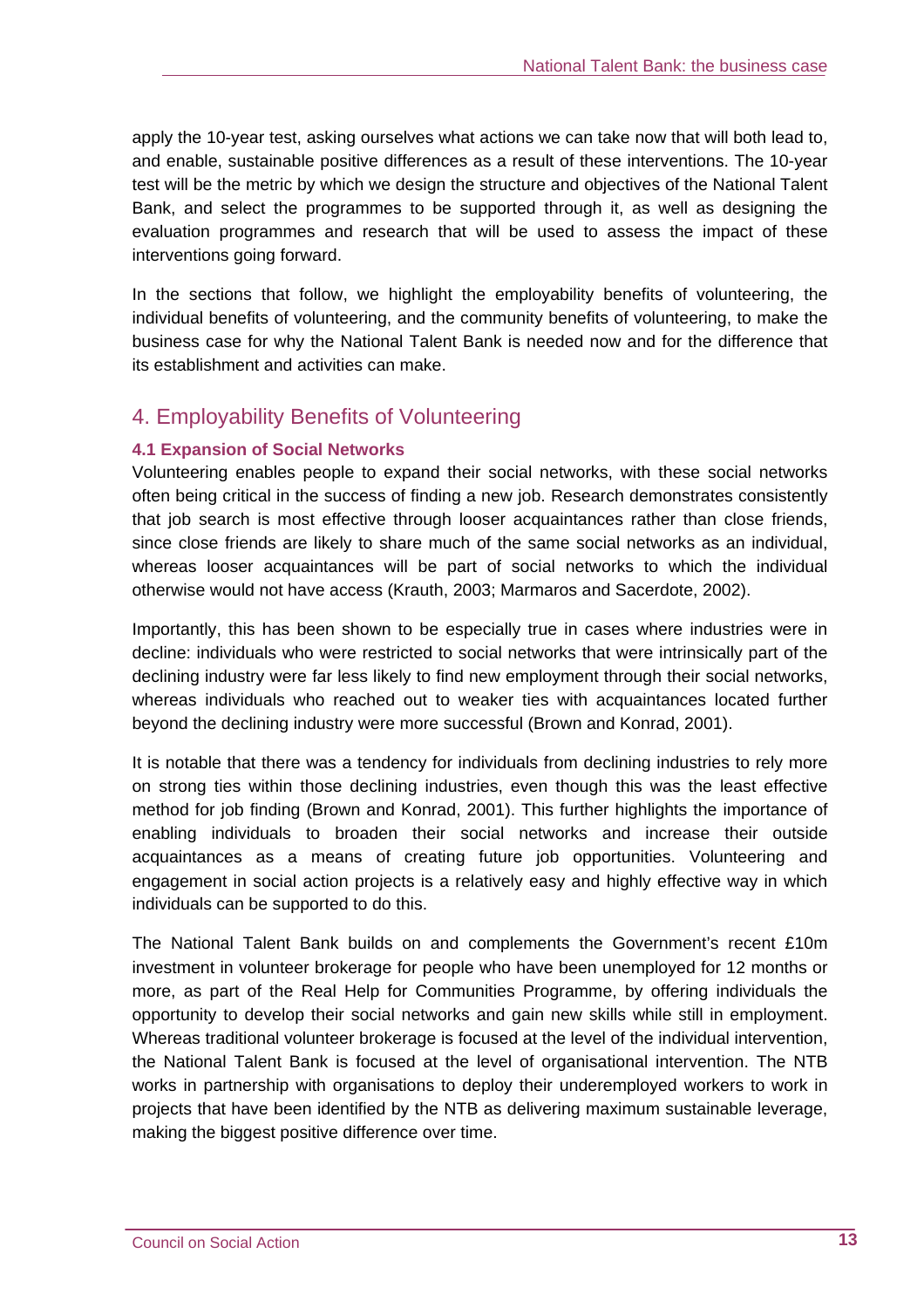apply the 10-year test, asking ourselves what actions we can take now that will both lead to, and enable, sustainable positive differences as a result of these interventions. The 10-year test will be the metric by which we design the structure and objectives of the National Talent Bank, and select the programmes to be supported through it, as well as designing the evaluation programmes and research that will be used to assess the impact of these interventions going forward.

In the sections that follow, we highlight the employability benefits of volunteering, the individual benefits of volunteering, and the community benefits of volunteering, to make the business case for why the National Talent Bank is needed now and for the difference that its establishment and activities can make.

## 4. Employability Benefits of Volunteering

### 4.1 Expansion of Social Networks

Volunteering enables people to expand their social networks, with these social networks often being critical in the success of finding a new job. Research demonstrates consistently that job search is most effective through looser acquaintances rather than close friends, since close friends are likely to share much of the same social networks as an individual, whereas looser acquaintances will be part of social networks to which the individual otherwise would not have access (Krauth, 2003; Marmaros and Sacerdote, 2002).

Importantly, this has been shown to be especially true in cases where industries were in decline: individuals who were restricted to social networks that were intrinsically part of the declining industry were far less likely to find new employment through their social networks, whereas individuals who reached out to weaker ties with acquaintances located further beyond the declining industry were more successful (Brown and Konrad, 2001).

It is notable that there was a tendency for individuals from declining industries to rely more on strong ties within those declining industries, even though this was the least effective method for job finding (Brown and Konrad, 2001). This further highlights the importance of enabling individuals to broaden their social networks and increase their outside acquaintances as a means of creating future job opportunities. Volunteering and engagement in social action projects is a relatively easy and highly effective way in which individuals can be supported to do this.

The National Talent Bank builds on and complements the Government's recent £10m investment in volunteer brokerage for people who have been unemployed for 12 months or more, as part of the Real Help for Communities Programme, by offering individuals the opportunity to develop their social networks and gain new skills while still in employment. Whereas traditional volunteer brokerage is focused at the level of the individual intervention, the National Talent Bank is focused at the level of organisational intervention. The NTB works in partnership with organisations to deploy their underemployed workers to work in projects that have been identified by the NTB as delivering maximum sustainable leverage, making the biggest positive difference over time.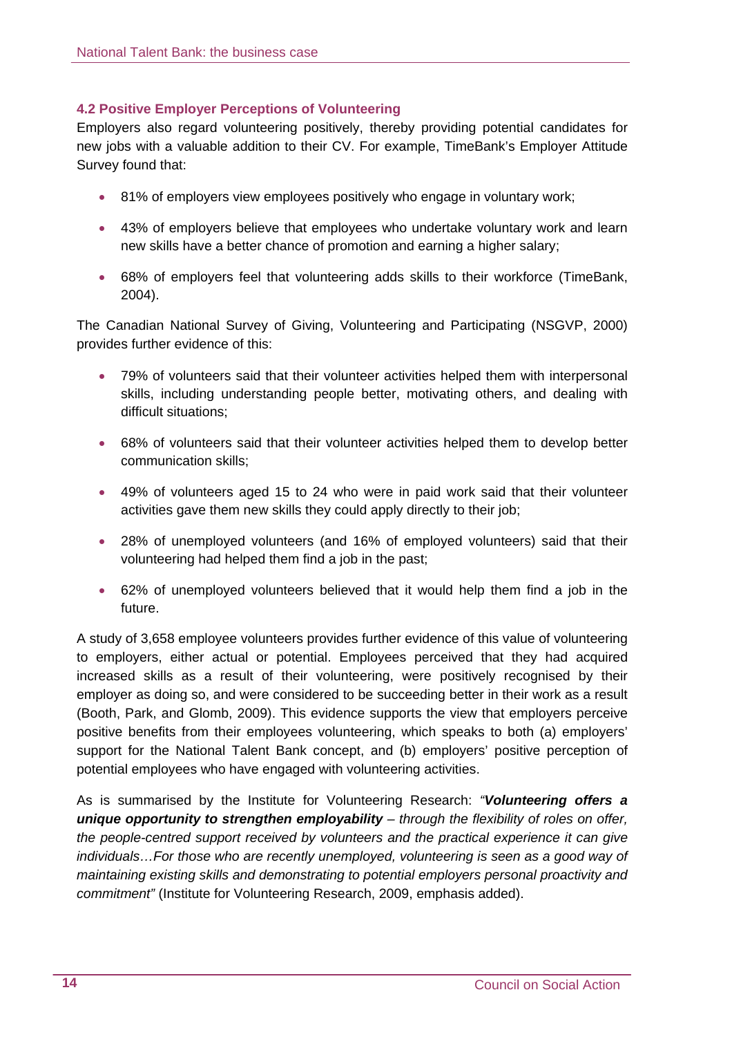### 4.2 Positive Employer Perceptions of Volunteering

Employers also regard volunteering positively, thereby providing potential candidates for new jobs with a valuable addition to their CV. For example, TimeBank's Employer Attitude Survey found that:

- 81% of employers view employees positively who engage in voluntary work;
- 43% of employers believe that employees who undertake voluntary work and learn new skills have a better chance of promotion and earning a higher salary;
- 68% of employers feel that volunteering adds skills to their workforce (TimeBank, 2004).

The Canadian National Survey of Giving, Volunteering and Participating (NSGVP, 2000) provides further evidence of this:

- 79% of volunteers said that their volunteer activities helped them with interpersonal skills, including understanding people better, motivating others, and dealing with difficult situations;
- 68% of volunteers said that their volunteer activities helped them to develop better communication skills;
- 49% of volunteers aged 15 to 24 who were in paid work said that their volunteer activities gave them new skills they could apply directly to their job;
- 28% of unemployed volunteers (and 16% of employed volunteers) said that their volunteering had helped them find a job in the past;
- 62% of unemployed volunteers believed that it would help them find a job in the future.

A study of 3,658 employee volunteers provides further evidence of this value of volunteering to employers, either actual or potential. Employees perceived that they had acquired increased skills as a result of their volunteering, were positively recognised by their employer as doing so, and were considered to be succeeding better in their work as a result (Booth, Park, and Glomb, 2009). This evidence supports the view that employers perceive positive benefits from their employees volunteering, which speaks to both (a) employers' support for the National Talent Bank concept, and (b) employers' positive perception of potential employees who have engaged with volunteering activities.

As is summarised by the Institute for Volunteering Research: *"**Volunteering offers a unique opportunity to strengthen employability** – through the flexibility of roles on offer, the people-centred support received by volunteers and the practical experience it can give individuals…For those who are recently unemployed, volunteering is seen as a good way of maintaining existing skills and demonstrating to potential employers personal proactivity and commitment"* (Institute for Volunteering Research, 2009, emphasis added).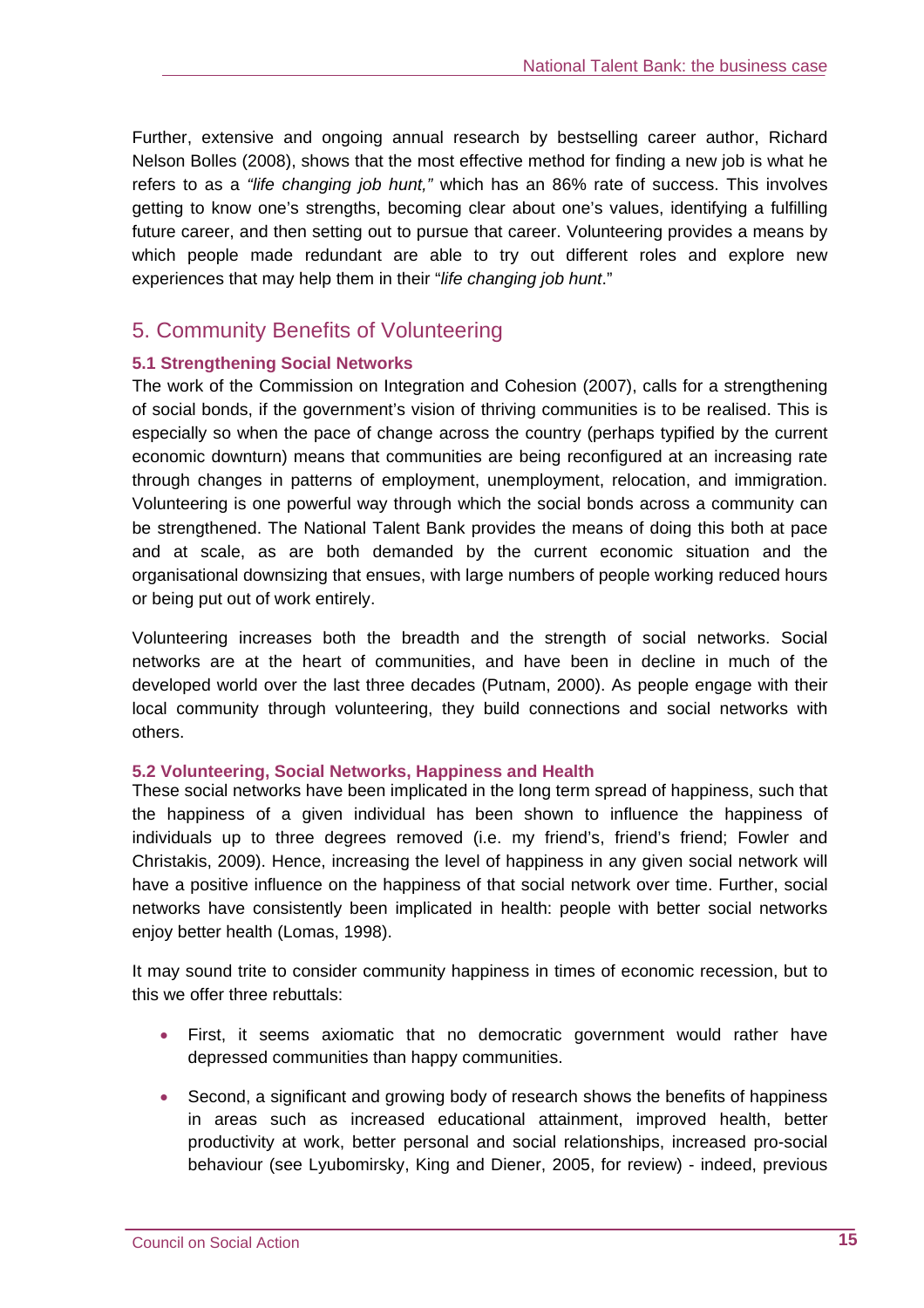Further, extensive and ongoing annual research by bestselling career author, Richard Nelson Bolles (2008), shows that the most effective method for finding a new job is what he refers to as a *"life changing job hunt,"* which has an 86% rate of success. This involves getting to know one's strengths, becoming clear about one's values, identifying a fulfilling future career, and then setting out to pursue that career. Volunteering provides a means by which people made redundant are able to try out different roles and explore new experiences that may help them in their "*life changing job hunt*."

## 5. Community Benefits of Volunteering

### 5.1 Strengthening Social Networks

The work of the Commission on Integration and Cohesion (2007), calls for a strengthening of social bonds, if the government's vision of thriving communities is to be realised. This is especially so when the pace of change across the country (perhaps typified by the current economic downturn) means that communities are being reconfigured at an increasing rate through changes in patterns of employment, unemployment, relocation, and immigration. Volunteering is one powerful way through which the social bonds across a community can be strengthened. The National Talent Bank provides the means of doing this both at pace and at scale, as are both demanded by the current economic situation and the organisational downsizing that ensues, with large numbers of people working reduced hours or being put out of work entirely.

Volunteering increases both the breadth and the strength of social networks. Social networks are at the heart of communities, and have been in decline in much of the developed world over the last three decades (Putnam, 2000). As people engage with their local community through volunteering, they build connections and social networks with others.

### 5.2 Volunteering, Social Networks, Happiness and Health

These social networks have been implicated in the long term spread of happiness, such that the happiness of a given individual has been shown to influence the happiness of individuals up to three degrees removed (i.e. my friend's, friend's friend; Fowler and Christakis, 2009). Hence, increasing the level of happiness in any given social network will have a positive influence on the happiness of that social network over time. Further, social networks have consistently been implicated in health: people with better social networks enjoy better health (Lomas, 1998).

It may sound trite to consider community happiness in times of economic recession, but to this we offer three rebuttals:

- First, it seems axiomatic that no democratic government would rather have depressed communities than happy communities.
- Second, a significant and growing body of research shows the benefits of happiness in areas such as increased educational attainment, improved health, better productivity at work, better personal and social relationships, increased pro-social behaviour (see Lyubomirsky, King and Diener, 2005, for review) - indeed, previous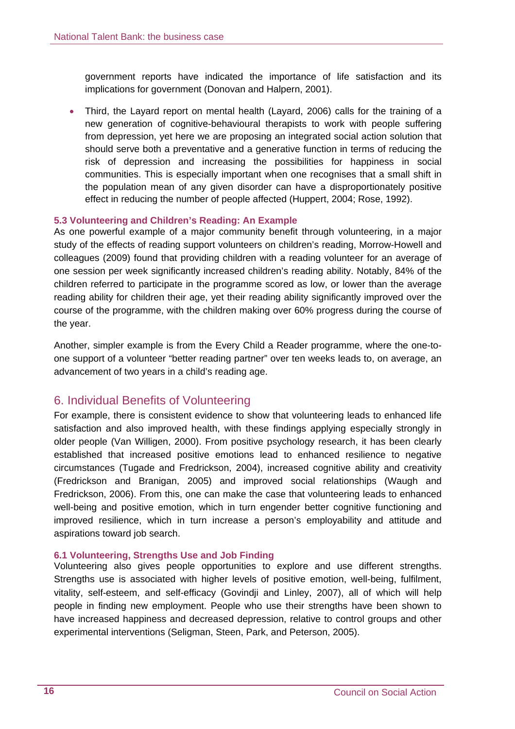government reports have indicated the importance of life satisfaction and its implications for government (Donovan and Halpern, 2001).

- Third, the Layard report on mental health (Layard, 2006) calls for the training of a new generation of cognitive-behavioural therapists to work with people suffering from depression, yet here we are proposing an integrated social action solution that should serve both a preventative and a generative function in terms of reducing the risk of depression and increasing the possibilities for happiness in social communities. This is especially important when one recognises that a small shift in the population mean of any given disorder can have a disproportionately positive effect in reducing the number of people affected (Huppert, 2004; Rose, 1992).

### 5.3 Volunteering and Children's Reading: An Example

As one powerful example of a major community benefit through volunteering, in a major study of the effects of reading support volunteers on children's reading, Morrow-Howell and colleagues (2009) found that providing children with a reading volunteer for an average of one session per week significantly increased children's reading ability. Notably, 84% of the children referred to participate in the programme scored as low, or lower than the average reading ability for children their age, yet their reading ability significantly improved over the course of the programme, with the children making over 60% progress during the course of the year.

Another, simpler example is from the Every Child a Reader programme, where the one-to-one support of a volunteer "better reading partner" over ten weeks leads to, on average, an advancement of two years in a child's reading age.

## 6. Individual Benefits of Volunteering

For example, there is consistent evidence to show that volunteering leads to enhanced life satisfaction and also improved health, with these findings applying especially strongly in older people (Van Willigen, 2000). From positive psychology research, it has been clearly established that increased positive emotions lead to enhanced resilience to negative circumstances (Tugade and Fredrickson, 2004), increased cognitive ability and creativity (Fredrickson and Branigan, 2005) and improved social relationships (Waugh and Fredrickson, 2006). From this, one can make the case that volunteering leads to enhanced well-being and positive emotion, which in turn engender better cognitive functioning and improved resilience, which in turn increase a person's employability and attitude and aspirations toward job search.

### 6.1 Volunteering, Strengths Use and Job Finding

Volunteering also gives people opportunities to explore and use different strengths. Strengths use is associated with higher levels of positive emotion, well-being, fulfilment, vitality, self-esteem, and self-efficacy (Govindji and Linley, 2007), all of which will help people in finding new employment. People who use their strengths have been shown to have increased happiness and decreased depression, relative to control groups and other experimental interventions (Seligman, Steen, Park, and Peterson, 2005).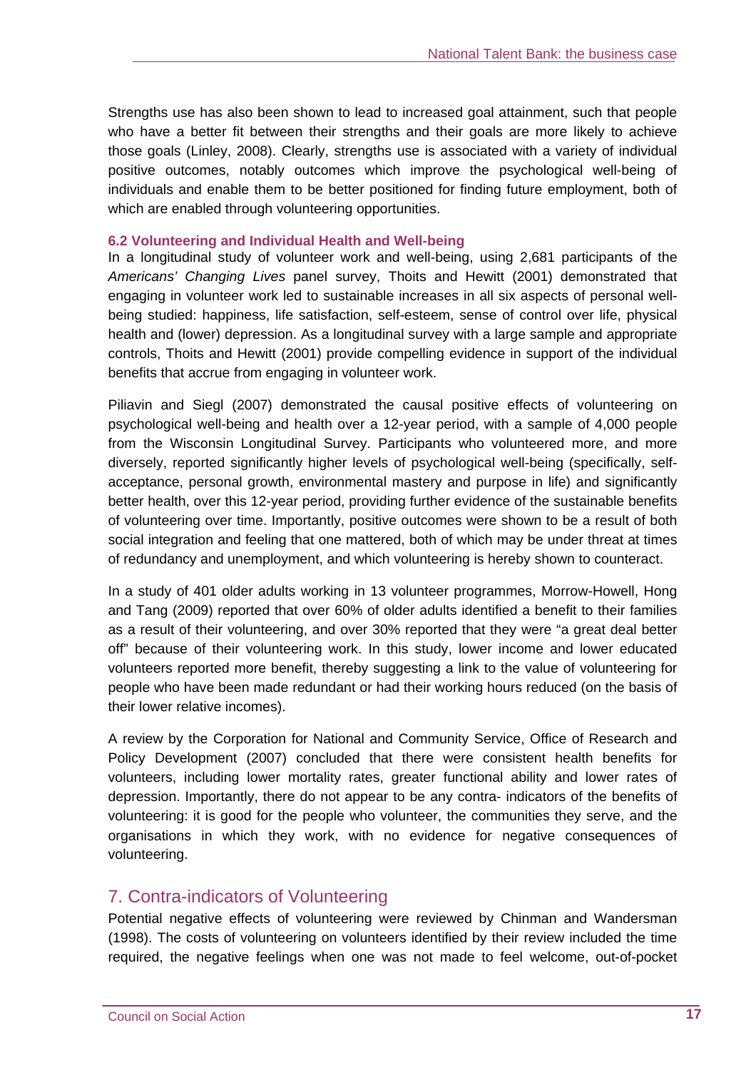Strengths use has also been shown to lead to increased goal attainment, such that people who have a better fit between their strengths and their goals are more likely to achieve those goals (Linley, 2008). Clearly, strengths use is associated with a variety of individual positive outcomes, notably outcomes which improve the psychological well-being of individuals and enable them to be better positioned for finding future employment, both of which are enabled through volunteering opportunities.

### 6.2 Volunteering and Individual Health and Well-being

In a longitudinal study of volunteer work and well-being, using 2,681 participants of the *Americans' Changing Lives* panel survey, Thoits and Hewitt (2001) demonstrated that engaging in volunteer work led to sustainable increases in all six aspects of personal well-being studied: happiness, life satisfaction, self-esteem, sense of control over life, physical health and (lower) depression. As a longitudinal survey with a large sample and appropriate controls, Thoits and Hewitt (2001) provide compelling evidence in support of the individual benefits that accrue from engaging in volunteer work.

Piliavin and Siegl (2007) demonstrated the causal positive effects of volunteering on psychological well-being and health over a 12-year period, with a sample of 4,000 people from the Wisconsin Longitudinal Survey. Participants who volunteered more, and more diversely, reported significantly higher levels of psychological well-being (specifically, self-acceptance, personal growth, environmental mastery and purpose in life) and significantly better health, over this 12-year period, providing further evidence of the sustainable benefits of volunteering over time. Importantly, positive outcomes were shown to be a result of both social integration and feeling that one mattered, both of which may be under threat at times of redundancy and unemployment, and which volunteering is hereby shown to counteract.

In a study of 401 older adults working in 13 volunteer programmes, Morrow-Howell, Hong and Tang (2009) reported that over 60% of older adults identified a benefit to their families as a result of their volunteering, and over 30% reported that they were "a great deal better off" because of their volunteering work. In this study, lower income and lower educated volunteers reported more benefit, thereby suggesting a link to the value of volunteering for people who have been made redundant or had their working hours reduced (on the basis of their lower relative incomes).

A review by the Corporation for National and Community Service, Office of Research and Policy Development (2007) concluded that there were consistent health benefits for volunteers, including lower mortality rates, greater functional ability and lower rates of depression. Importantly, there do not appear to be any contra- indicators of the benefits of volunteering: it is good for the people who volunteer, the communities they serve, and the organisations in which they work, with no evidence for negative consequences of volunteering.

## 7. Contra-indicators of Volunteering

Potential negative effects of volunteering were reviewed by Chinman and Wandersman (1998). The costs of volunteering on volunteers identified by their review included the time required, the negative feelings when one was not made to feel welcome, out-of-pocket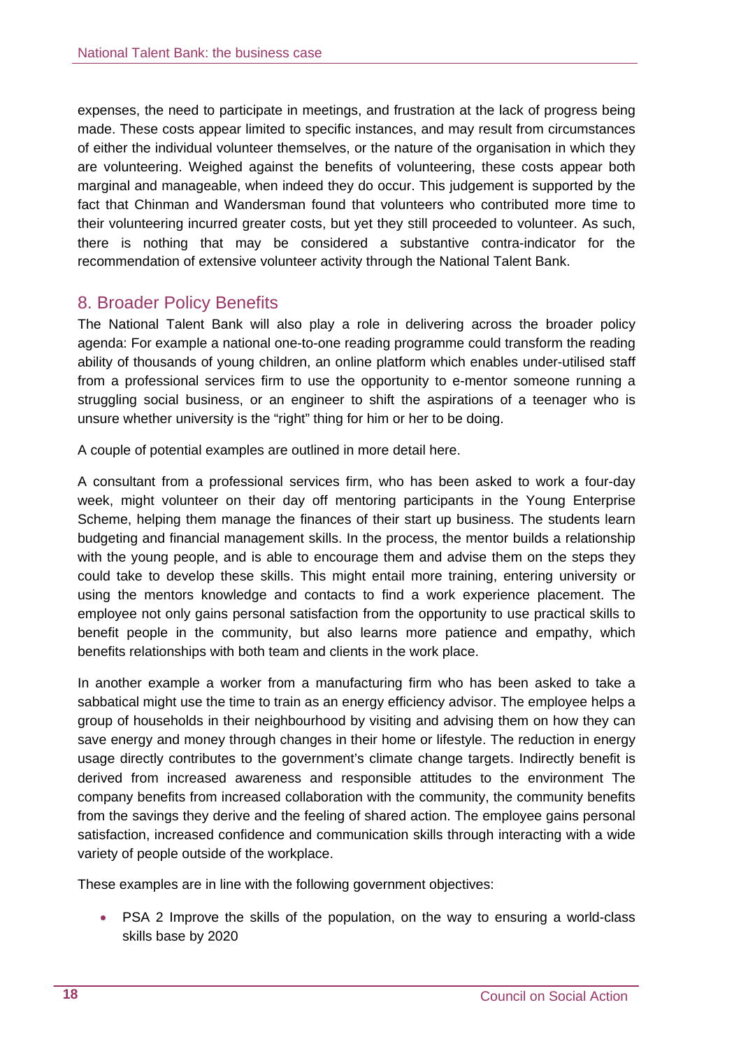expenses, the need to participate in meetings, and frustration at the lack of progress being made. These costs appear limited to specific instances, and may result from circumstances of either the individual volunteer themselves, or the nature of the organisation in which they are volunteering. Weighed against the benefits of volunteering, these costs appear both marginal and manageable, when indeed they do occur. This judgement is supported by the fact that Chinman and Wandersman found that volunteers who contributed more time to their volunteering incurred greater costs, but yet they still proceeded to volunteer. As such, there is nothing that may be considered a substantive contra-indicator for the recommendation of extensive volunteer activity through the National Talent Bank.

## 8. Broader Policy Benefits

The National Talent Bank will also play a role in delivering across the broader policy agenda: For example a national one-to-one reading programme could transform the reading ability of thousands of young children, an online platform which enables under-utilised staff from a professional services firm to use the opportunity to e-mentor someone running a struggling social business, or an engineer to shift the aspirations of a teenager who is unsure whether university is the "right" thing for him or her to be doing.

A couple of potential examples are outlined in more detail here.

A consultant from a professional services firm, who has been asked to work a four-day week, might volunteer on their day off mentoring participants in the Young Enterprise Scheme, helping them manage the finances of their start up business. The students learn budgeting and financial management skills. In the process, the mentor builds a relationship with the young people, and is able to encourage them and advise them on the steps they could take to develop these skills. This might entail more training, entering university or using the mentors knowledge and contacts to find a work experience placement. The employee not only gains personal satisfaction from the opportunity to use practical skills to benefit people in the community, but also learns more patience and empathy, which benefits relationships with both team and clients in the work place.

In another example a worker from a manufacturing firm who has been asked to take a sabbatical might use the time to train as an energy efficiency advisor. The employee helps a group of households in their neighbourhood by visiting and advising them on how they can save energy and money through changes in their home or lifestyle. The reduction in energy usage directly contributes to the government's climate change targets. Indirectly benefit is derived from increased awareness and responsible attitudes to the environment The company benefits from increased collaboration with the community, the community benefits from the savings they derive and the feeling of shared action. The employee gains personal satisfaction, increased confidence and communication skills through interacting with a wide variety of people outside of the workplace.

These examples are in line with the following government objectives:

- PSA 2 Improve the skills of the population, on the way to ensuring a world-class skills base by 2020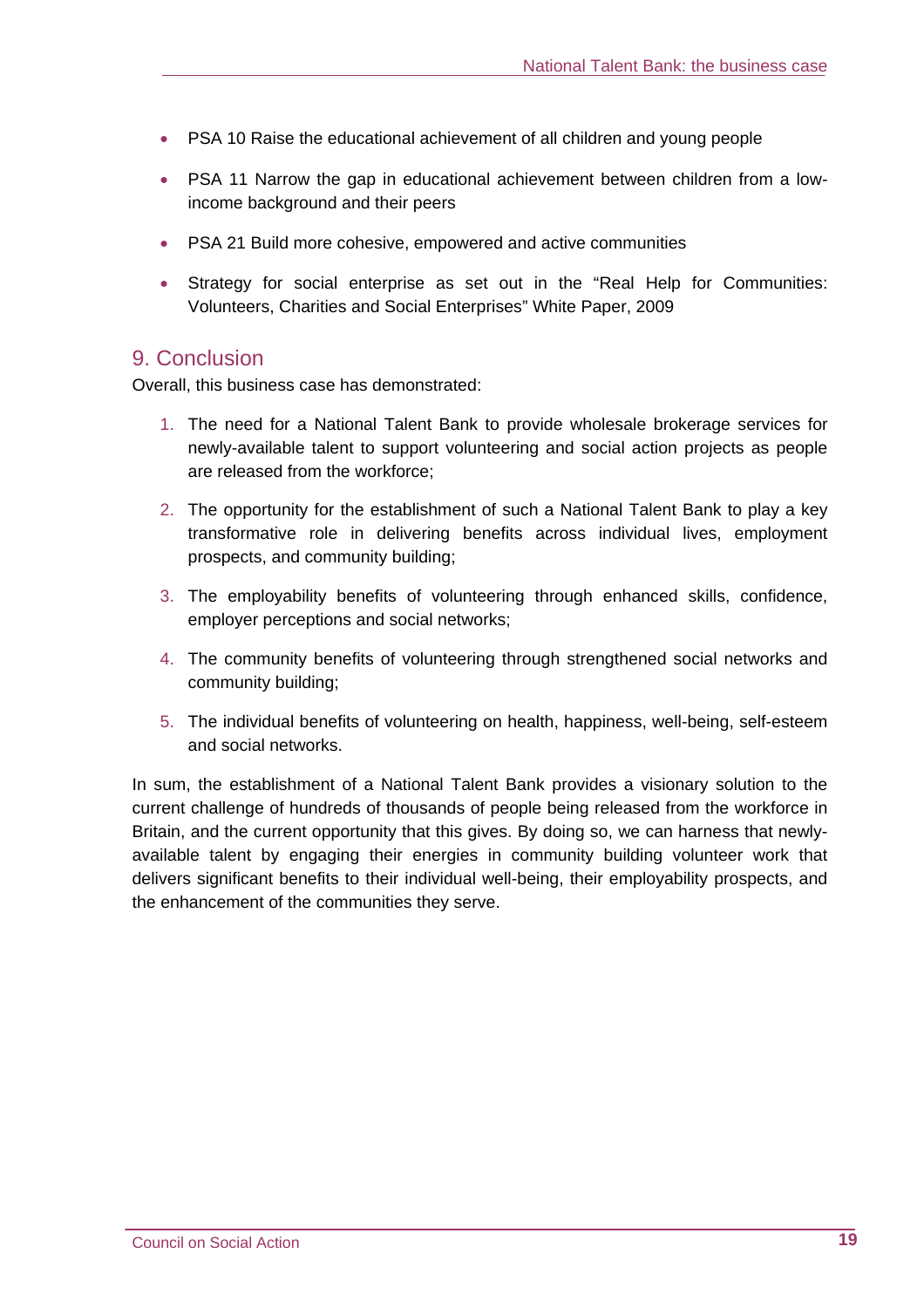- PSA 10 Raise the educational achievement of all children and young people
- PSA 11 Narrow the gap in educational achievement between children from a low-income background and their peers
- PSA 21 Build more cohesive, empowered and active communities
- Strategy for social enterprise as set out in the "Real Help for Communities: Volunteers, Charities and Social Enterprises" White Paper, 2009

## 9. Conclusion

Overall, this business case has demonstrated:

1. The need for a National Talent Bank to provide wholesale brokerage services for newly-available talent to support volunteering and social action projects as people are released from the workforce;
2. The opportunity for the establishment of such a National Talent Bank to play a key transformative role in delivering benefits across individual lives, employment prospects, and community building;
3. The employability benefits of volunteering through enhanced skills, confidence, employer perceptions and social networks;
4. The community benefits of volunteering through strengthened social networks and community building;
5. The individual benefits of volunteering on health, happiness, well-being, self-esteem and social networks.

In sum, the establishment of a National Talent Bank provides a visionary solution to the current challenge of hundreds of thousands of people being released from the workforce in Britain, and the current opportunity that this gives. By doing so, we can harness that newly-available talent by engaging their energies in community building volunteer work that delivers significant benefits to their individual well-being, their employability prospects, and the enhancement of the communities they serve.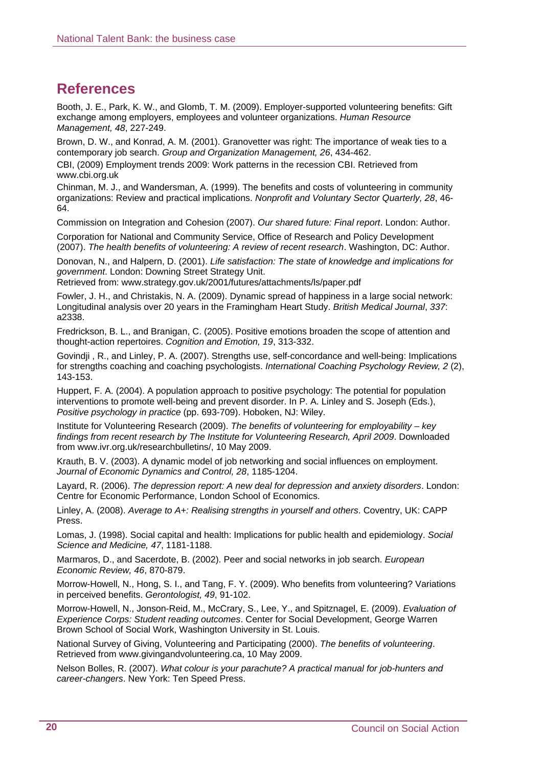# References

Booth, J. E., Park, K. W., and Glomb, T. M. (2009). Employer-supported volunteering benefits: Gift exchange among employers, employees and volunteer organizations. *Human Resource Management, 48*, 227-249.

Brown, D. W., and Konrad, A. M. (2001). Granovetter was right: The importance of weak ties to a contemporary job search. *Group and Organization Management, 26*, 434-462.

CBI, (2009) Employment trends 2009: Work patterns in the recession CBI. Retrieved from www.cbi.org.uk

Chinman, M. J., and Wandersman, A. (1999). The benefits and costs of volunteering in community organizations: Review and practical implications. *Nonprofit and Voluntary Sector Quarterly, 28*, 46-64.

Commission on Integration and Cohesion (2007). *Our shared future: Final report*. London: Author.

Corporation for National and Community Service, Office of Research and Policy Development (2007). *The health benefits of volunteering: A review of recent research*. Washington, DC: Author.

Donovan, N., and Halpern, D. (2001). *Life satisfaction: The state of knowledge and implications for government*. London: Downing Street Strategy Unit.
Retrieved from: www.strategy.gov.uk/2001/futures/attachments/ls/paper.pdf

Fowler, J. H., and Christakis, N. A. (2009). Dynamic spread of happiness in a large social network: Longitudinal analysis over 20 years in the Framingham Heart Study. *British Medical Journal*, *337*: a2338.

Fredrickson, B. L., and Branigan, C. (2005). Positive emotions broaden the scope of attention and thought-action repertoires. *Cognition and Emotion, 19*, 313-332.

Govindji , R., and Linley, P. A. (2007). Strengths use, self-concordance and well-being: Implications for strengths coaching and coaching psychologists. *International Coaching Psychology Review, 2* (2), 143-153.

Huppert, F. A. (2004). A population approach to positive psychology: The potential for population interventions to promote well-being and prevent disorder. In P. A. Linley and S. Joseph (Eds.), *Positive psychology in practice* (pp. 693-709). Hoboken, NJ: Wiley.

Institute for Volunteering Research (2009). *The benefits of volunteering for employability – key findings from recent research by The Institute for Volunteering Research, April 2009*. Downloaded from www.ivr.org.uk/researchbulletins/, 10 May 2009.

Krauth, B. V. (2003). A dynamic model of job networking and social influences on employment. *Journal of Economic Dynamics and Control, 28*, 1185-1204.

Layard, R. (2006). *The depression report: A new deal for depression and anxiety disorders*. London: Centre for Economic Performance, London School of Economics.

Linley, A. (2008). *Average to A+: Realising strengths in yourself and others*. Coventry, UK: CAPP Press.

Lomas, J. (1998). Social capital and health: Implications for public health and epidemiology. *Social Science and Medicine, 47*, 1181-1188.

Marmaros, D., and Sacerdote, B. (2002). Peer and social networks in job search. *European Economic Review, 46*, 870-879.

Morrow-Howell, N., Hong, S. I., and Tang, F. Y. (2009). Who benefits from volunteering? Variations in perceived benefits. *Gerontologist, 49*, 91-102.

Morrow-Howell, N., Jonson-Reid, M., McCrary, S., Lee, Y., and Spitznagel, E. (2009). *Evaluation of Experience Corps: Student reading outcomes*. Center for Social Development, George Warren Brown School of Social Work, Washington University in St. Louis.

National Survey of Giving, Volunteering and Participating (2000). *The benefits of volunteering*. Retrieved from www.givingandvolunteering.ca, 10 May 2009.

Nelson Bolles, R. (2007). *What colour is your parachute? A practical manual for job-hunters and career-changers*. New York: Ten Speed Press.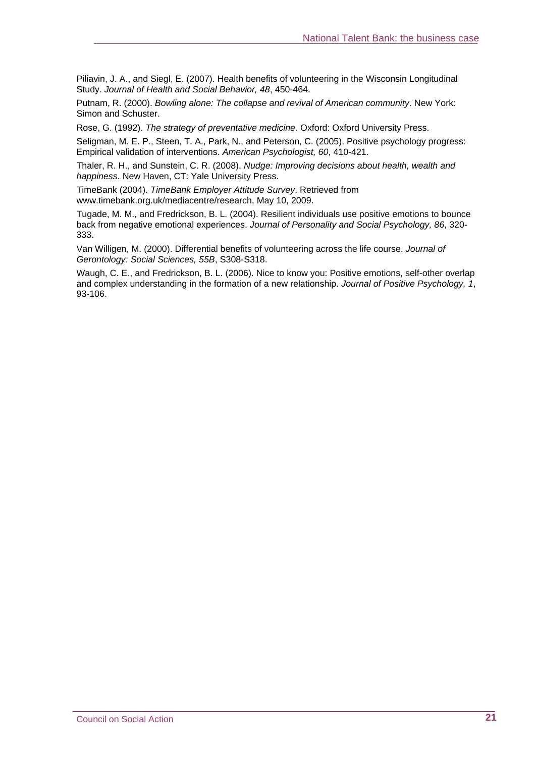Piliavin, J. A., and Siegl, E. (2007). Health benefits of volunteering in the Wisconsin Longitudinal Study. *Journal of Health and Social Behavior, 48*, 450-464.

Putnam, R. (2000). *Bowling alone: The collapse and revival of American community*. New York: Simon and Schuster.

Rose, G. (1992). *The strategy of preventative medicine*. Oxford: Oxford University Press.

Seligman, M. E. P., Steen, T. A., Park, N., and Peterson, C. (2005). Positive psychology progress: Empirical validation of interventions. *American Psychologist, 60*, 410-421.

Thaler, R. H., and Sunstein, C. R. (2008). *Nudge: Improving decisions about health, wealth and happiness*. New Haven, CT: Yale University Press.

TimeBank (2004). *TimeBank Employer Attitude Survey*. Retrieved from www.timebank.org.uk/mediacentre/research, May 10, 2009.

Tugade, M. M., and Fredrickson, B. L. (2004). Resilient individuals use positive emotions to bounce back from negative emotional experiences. *Journal of Personality and Social Psychology, 86*, 320-333.

Van Willigen, M. (2000). Differential benefits of volunteering across the life course. *Journal of Gerontology: Social Sciences, 55B*, S308-S318.

Waugh, C. E., and Fredrickson, B. L. (2006). Nice to know you: Positive emotions, self-other overlap and complex understanding in the formation of a new relationship. *Journal of Positive Psychology, 1*, 93-106.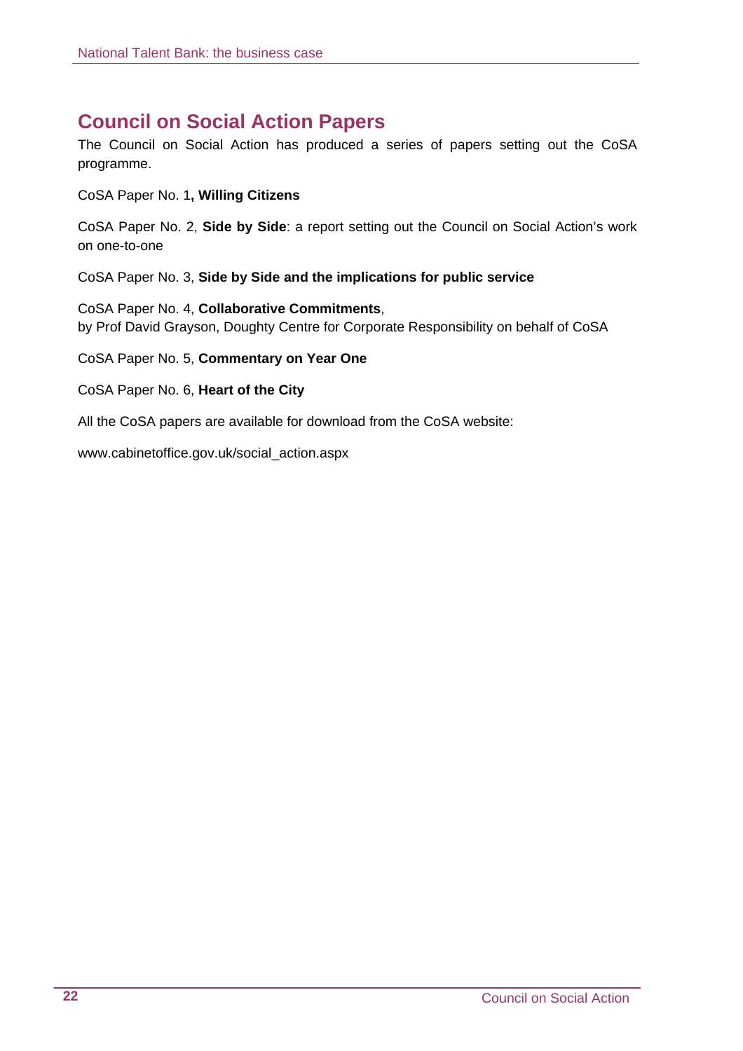## Council on Social Action Papers

The Council on Social Action has produced a series of papers setting out the CoSA programme.

CoSA Paper No. 1**, Willing Citizens**

CoSA Paper No. 2, **Side by Side**: a report setting out the Council on Social Action's work on one-to-one

CoSA Paper No. 3, **Side by Side and the implications for public service**

CoSA Paper No. 4, **Collaborative Commitments**,
by Prof David Grayson, Doughty Centre for Corporate Responsibility on behalf of CoSA

CoSA Paper No. 5, **Commentary on Year One**

CoSA Paper No. 6, **Heart of the City**

All the CoSA papers are available for download from the CoSA website:

www.cabinetoffice.gov.uk/social_action.aspx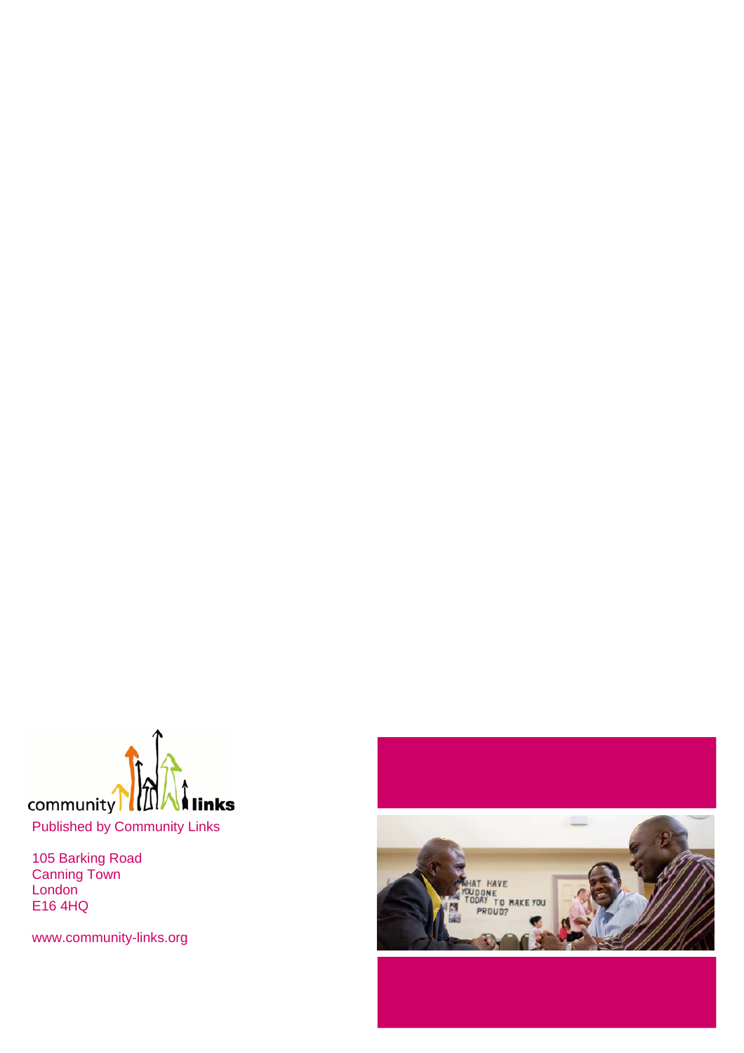community links

Published by Community Links

105 Barking Road
Canning Town
London
E16 4HQ

www.community-links.org